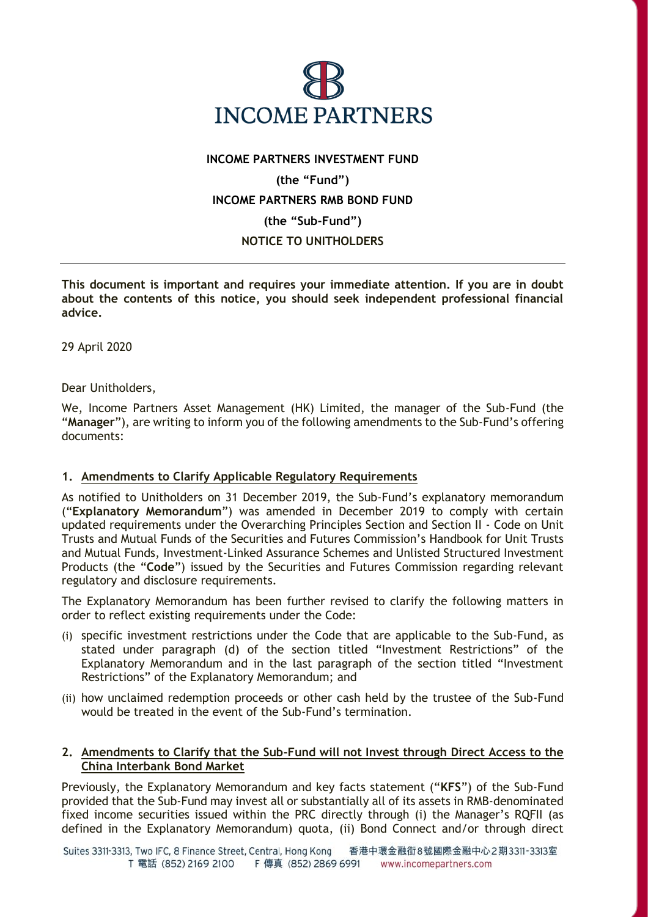**INCOME PARTNERS INVESTMENT FUND**

**(the "Fund")**

**INCOME PARTNERS RMB BOND FUND**

**(the "Sub-Fund")**

**NOTICE TO UNITHOLDERS**

---

**This document is important and requires your immediate attention. If you are in doubt about the contents of this notice, you should seek independent professional financial advice.**

29 April 2020

Dear Unitholders,

We, Income Partners Asset Management (HK) Limited, the manager of the Sub-Fund (the "**Manager**"), are writing to inform you of the following amendments to the Sub-Fund's offering documents:

## 1. Amendments to Clarify Applicable Regulatory Requirements

As notified to Unitholders on 31 December 2019, the Sub-Fund's explanatory memorandum ("**Explanatory Memorandum**") was amended in December 2019 to comply with certain updated requirements under the Overarching Principles Section and Section II - Code on Unit Trusts and Mutual Funds of the Securities and Futures Commission's Handbook for Unit Trusts and Mutual Funds, Investment-Linked Assurance Schemes and Unlisted Structured Investment Products (the "**Code**") issued by the Securities and Futures Commission regarding relevant regulatory and disclosure requirements.

The Explanatory Memorandum has been further revised to clarify the following matters in order to reflect existing requirements under the Code:

(i) specific investment restrictions under the Code that are applicable to the Sub-Fund, as stated under paragraph (d) of the section titled "Investment Restrictions" of the Explanatory Memorandum and in the last paragraph of the section titled "Investment Restrictions" of the Explanatory Memorandum; and

(ii) how unclaimed redemption proceeds or other cash held by the trustee of the Sub-Fund would be treated in the event of the Sub-Fund's termination.

## 2. Amendments to Clarify that the Sub-Fund will not Invest through Direct Access to the China Interbank Bond Market

Previously, the Explanatory Memorandum and key facts statement ("**KFS**") of the Sub-Fund provided that the Sub-Fund may invest all or substantially all of its assets in RMB-denominated fixed income securities issued within the PRC directly through (i) the Manager's RQFII (as defined in the Explanatory Memorandum) quota, (ii) Bond Connect and/or through direct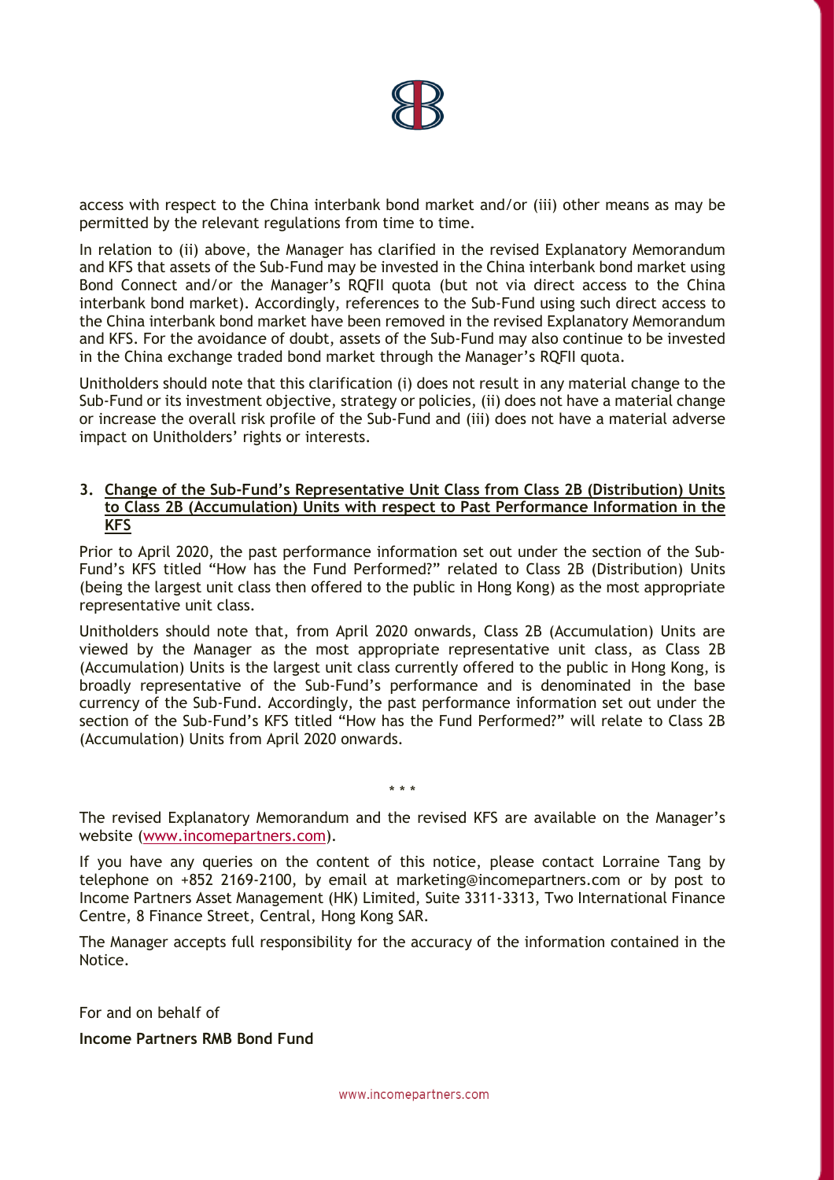access with respect to the China interbank bond market and/or (iii) other means as may be permitted by the relevant regulations from time to time.

In relation to (ii) above, the Manager has clarified in the revised Explanatory Memorandum and KFS that assets of the Sub-Fund may be invested in the China interbank bond market using Bond Connect and/or the Manager's RQFII quota (but not via direct access to the China interbank bond market). Accordingly, references to the Sub-Fund using such direct access to the China interbank bond market have been removed in the revised Explanatory Memorandum and KFS. For the avoidance of doubt, assets of the Sub-Fund may also continue to be invested in the China exchange traded bond market through the Manager's RQFII quota.

Unitholders should note that this clarification (i) does not result in any material change to the Sub-Fund or its investment objective, strategy or policies, (ii) does not have a material change or increase the overall risk profile of the Sub-Fund and (iii) does not have a material adverse impact on Unitholders' rights or interests.

**3. Change of the Sub-Fund's Representative Unit Class from Class 2B (Distribution) Units to Class 2B (Accumulation) Units with respect to Past Performance Information in the KFS**

Prior to April 2020, the past performance information set out under the section of the Sub-Fund's KFS titled "How has the Fund Performed?" related to Class 2B (Distribution) Units (being the largest unit class then offered to the public in Hong Kong) as the most appropriate representative unit class.

Unitholders should note that, from April 2020 onwards, Class 2B (Accumulation) Units are viewed by the Manager as the most appropriate representative unit class, as Class 2B (Accumulation) Units is the largest unit class currently offered to the public in Hong Kong, is broadly representative of the Sub-Fund's performance and is denominated in the base currency of the Sub-Fund. Accordingly, the past performance information set out under the section of the Sub-Fund's KFS titled "How has the Fund Performed?" will relate to Class 2B (Accumulation) Units from April 2020 onwards.

\* \* \*

The revised Explanatory Memorandum and the revised KFS are available on the Manager's website (www.incomepartners.com).

If you have any queries on the content of this notice, please contact Lorraine Tang by telephone on +852 2169-2100, by email at marketing@incomepartners.com or by post to Income Partners Asset Management (HK) Limited, Suite 3311-3313, Two International Finance Centre, 8 Finance Street, Central, Hong Kong SAR.

The Manager accepts full responsibility for the accuracy of the information contained in the Notice.

For and on behalf of

**Income Partners RMB Bond Fund**